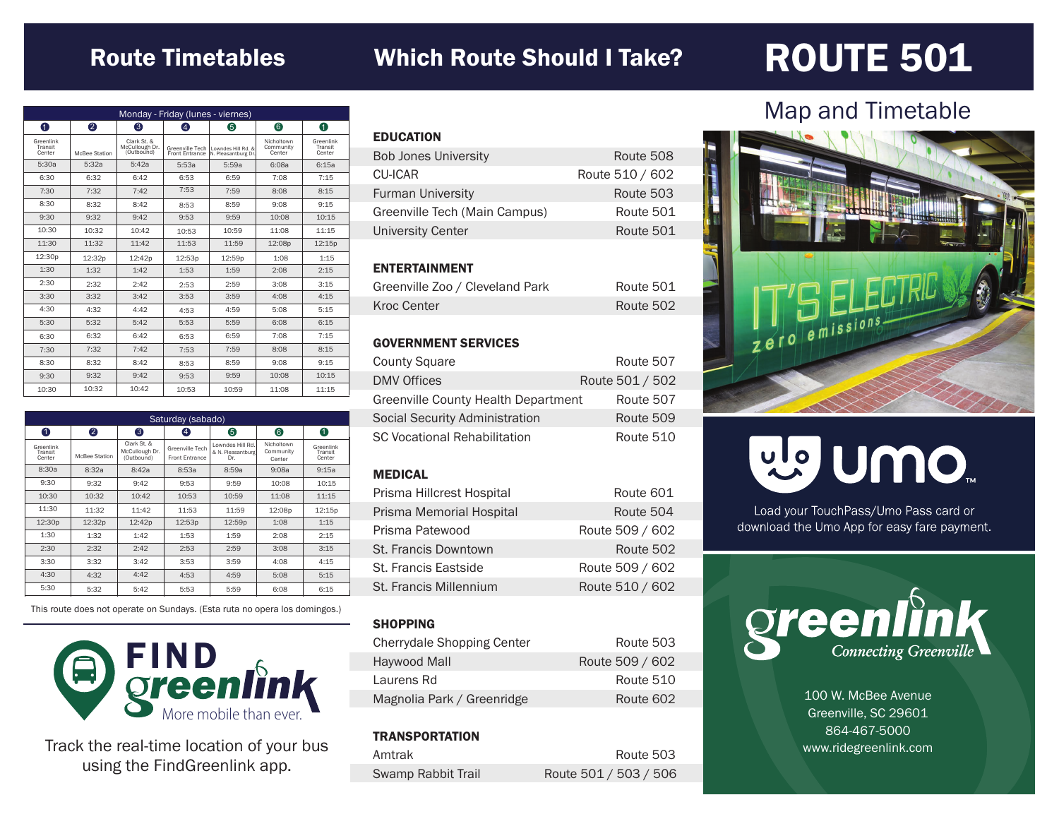# ROUTE 501

## Map and Timetable

## Route Timetables

**Monday - Friday (lunes - viernes)**

| 1 Greenlink Transit Center | 2 McBee Station | 3 Clark St. & McCullough Dr. (Outbound) | 4 Greenville Tech Front Entrance | 5 Lowndes Hill Rd. & N. Pleasantburg Dr. | 6 Nicholtown Community Center | 1 Greenlink Transit Center |
|---|---|---|---|---|---|---|
| 5:30a | 5:32a | 5:42a | 5:53a | 5:59a | 6:08a | 6:15a |
| 6:30 | 6:32 | 6:42 | 6:53 | 6:59 | 7:08 | 7:15 |
| 7:30 | 7:32 | 7:42 | 7:53 | 7:59 | 8:08 | 8:15 |
| 8:30 | 8:32 | 8:42 | 8:53 | 8:59 | 9:08 | 9:15 |
| 9:30 | 9:32 | 9:42 | 9:53 | 9:59 | 10:08 | 10:15 |
| 10:30 | 10:32 | 10:42 | 10:53 | 10:59 | 11:08 | 11:15 |
| 11:30 | 11:32 | 11:42 | 11:53 | 11:59 | 12:08p | 12:15p |
| 12:30p | 12:32p | 12:42p | 12:53p | 12:59p | 1:08 | 1:15 |
| 1:30 | 1:32 | 1:42 | 1:53 | 1:59 | 2:08 | 2:15 |
| 2:30 | 2:32 | 2:42 | 2:53 | 2:59 | 3:08 | 3:15 |
| 3:30 | 3:32 | 3:42 | 3:53 | 3:59 | 4:08 | 4:15 |
| 4:30 | 4:32 | 4:42 | 4:53 | 4:59 | 5:08 | 5:15 |
| 5:30 | 5:32 | 5:42 | 5:53 | 5:59 | 6:08 | 6:15 |
| 6:30 | 6:32 | 6:42 | 6:53 | 6:59 | 7:08 | 7:15 |
| 7:30 | 7:32 | 7:42 | 7:53 | 7:59 | 8:08 | 8:15 |
| 8:30 | 8:32 | 8:42 | 8:53 | 8:59 | 9:08 | 9:15 |
| 9:30 | 9:32 | 9:42 | 9:53 | 9:59 | 10:08 | 10:15 |
| 10:30 | 10:32 | 10:42 | 10:53 | 10:59 | 11:08 | 11:15 |

**Saturday (sabado)**

| 1 Greenlink Transit Center | 2 McBee Station | 3 Clark St. & McCullough Dr. (Outbound) | 4 Greenville Tech Front Entrance | 5 Lowndes Hill Rd. & N. Pleasantburg Dr. | 6 Nicholtown Community Center | 1 Greenlink Transit Center |
|---|---|---|---|---|---|---|
| 8:30a | 8:32a | 8:42a | 8:53a | 8:59a | 9:08a | 9:15a |
| 9:30 | 9:32 | 9:42 | 9:53 | 9:59 | 10:08 | 10:15 |
| 10:30 | 10:32 | 10:42 | 10:53 | 10:59 | 11:08 | 11:15 |
| 11:30 | 11:32 | 11:42 | 11:53 | 11:59 | 12:08p | 12:15p |
| 12:30p | 12:32p | 12:42p | 12:53p | 12:59p | 1:08 | 1:15 |
| 1:30 | 1:32 | 1:42 | 1:53 | 1:59 | 2:08 | 2:15 |
| 2:30 | 2:32 | 2:42 | 2:53 | 2:59 | 3:08 | 3:15 |
| 3:30 | 3:32 | 3:42 | 3:53 | 3:59 | 4:08 | 4:15 |
| 4:30 | 4:32 | 4:42 | 4:53 | 4:59 | 5:08 | 5:15 |
| 5:30 | 5:32 | 5:42 | 5:53 | 5:59 | 6:08 | 6:15 |

This route does not operate on Sundays. (Esta ruta no opera los domingos.)

**FIND greenlink** More mobile than ever.

Track the real-time location of your bus using the FindGreenlink app.

## Which Route Should I Take?

**EDUCATION**

| | |
|---|---|
| Bob Jones University | Route 508 |
| CU-ICAR | Route 510 / 602 |
| Furman University | Route 503 |
| Greenville Tech (Main Campus) | Route 501 |
| University Center | Route 501 |

**ENTERTAINMENT**

| | |
|---|---|
| Greenville Zoo / Cleveland Park | Route 501 |
| Kroc Center | Route 502 |

**GOVERNMENT SERVICES**

| | |
|---|---|
| County Square | Route 507 |
| DMV Offices | Route 501 / 502 |
| Greenville County Health Department | Route 507 |
| Social Security Administration | Route 509 |
| SC Vocational Rehabilitation | Route 510 |

**MEDICAL**

| | |
|---|---|
| Prisma Hillcrest Hospital | Route 601 |
| Prisma Memorial Hospital | Route 504 |
| Prisma Patewood | Route 509 / 602 |
| St. Francis Downtown | Route 502 |
| St. Francis Eastside | Route 509 / 602 |
| St. Francis Millennium | Route 510 / 602 |

**SHOPPING**

| | |
|---|---|
| Cherrydale Shopping Center | Route 503 |
| Haywood Mall | Route 509 / 602 |
| Laurens Rd | Route 510 |
| Magnolia Park / Greenridge | Route 602 |

**TRANSPORTATION**

| | |
|---|---|
| Amtrak | Route 503 |
| Swamp Rabbit Trail | Route 501 / 503 / 506 |

IT'S ELECTRIC zero emissions

**umo**

Load your TouchPass/Umo Pass card or download the Umo App for easy fare payment.

**greenlink** Connecting Greenville

100 W. McBee Avenue
Greenville, SC 29601
864-467-5000
www.ridegreenlink.com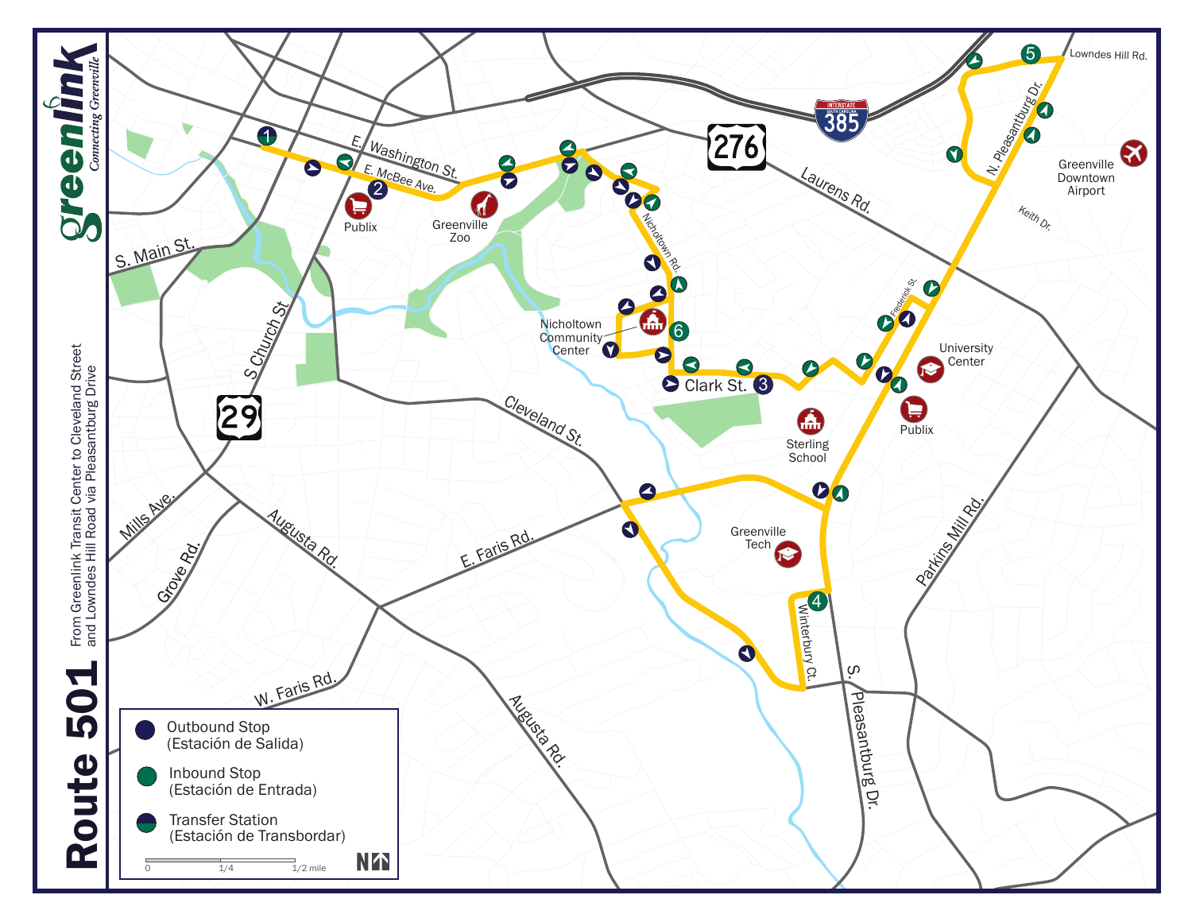# Route 501

From Greenlink Transit Center to Cleveland Street and Lowndes Hill Road via Pleasantburg Drive

Greenlink
Connecting Greenville

E. Washington St.
E. McBee Ave.
Publix
Greenville Zoo
S. Main St.
S Church St
Nicholtown Rd.
Nicholtown Community Center
Clark St.
276
385
Laurens Rd.
Lowndes Hill Rd.
N. Pleasantburg Dr.
Greenville Downtown Airport
Keith Dr.
Frederick St.
University Center
Publix
Sterling School
Cleveland St.
29
Mills Ave.
Grove Rd.
Augusta Rd.
E. Faris Rd.
Greenville Tech
Winterbury Ct.
S. Pleasantburg Dr.
Parkins Mill Rd.
W. Faris Rd.
Augusta Rd.

- Outbound Stop (Estación de Salida)
- Inbound Stop (Estación de Entrada)
- Transfer Station (Estación de Transbordar)

0
1/4
1/2 mile
N